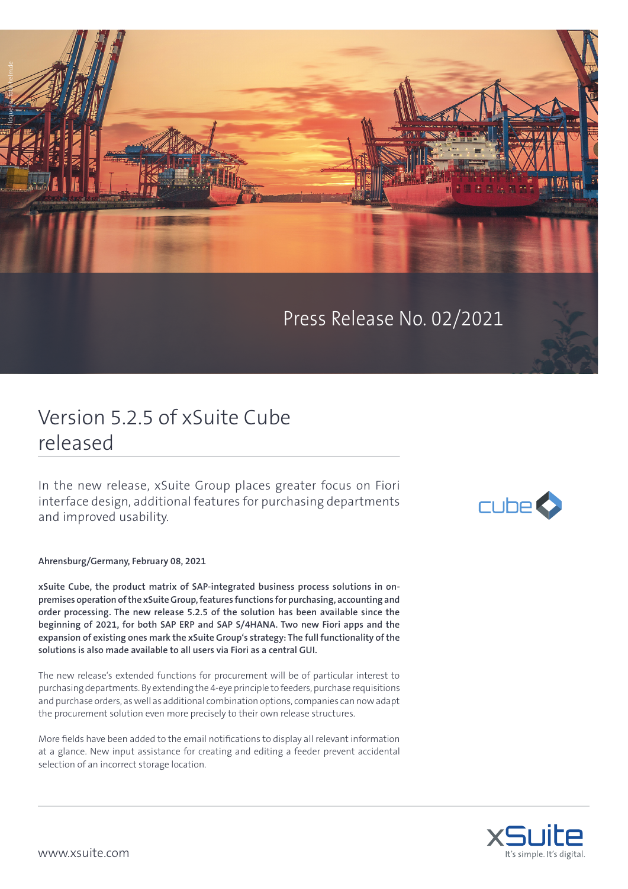Press Release No. 02/2021

# Version 5.2.5 of xSuite Cube released

In the new release, xSuite Group places greater focus on Fiori interface design, additional features for purchasing departments and improved usability.

**Ahrensburg/Germany, February 08, 2021**

**xSuite Cube, the product matrix of SAP-integrated business process solutions in on-premises operation of the xSuite Group, features functions for purchasing, accounting and order processing. The new release 5.2.5 of the solution has been available since the beginning of 2021, for both SAP ERP and SAP S/4HANA. Two new Fiori apps and the expansion of existing ones mark the xSuite Group's strategy: The full functionality of the solutions is also made available to all users via Fiori as a central GUI.**

The new release's extended functions for procurement will be of particular interest to purchasing departments. By extending the 4-eye principle to feeders, purchase requisitions and purchase orders, as well as additional combination options, companies can now adapt the procurement solution even more precisely to their own release structures.

More fields have been added to the email notifications to display all relevant information at a glance. New input assistance for creating and editing a feeder prevent accidental selection of an incorrect storage location.

www.xsuite.com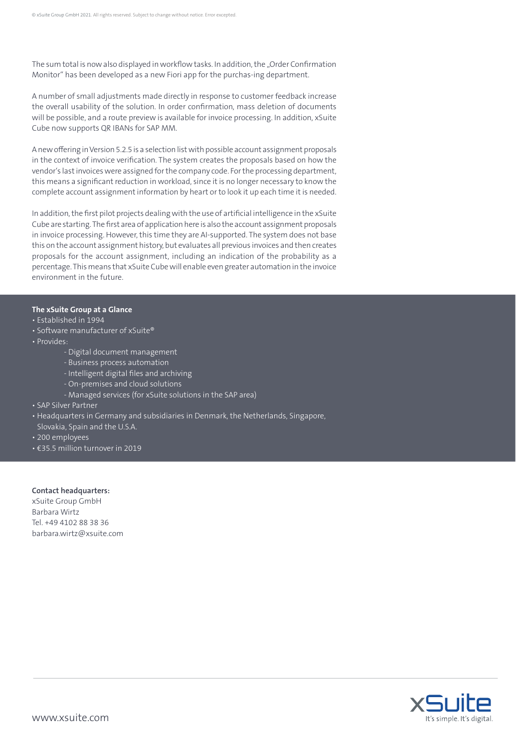The sum total is now also displayed in workflow tasks. In addition, the „Order Confirmation Monitor" has been developed as a new Fiori app for the purchas-ing department.

A number of small adjustments made directly in response to customer feedback increase the overall usability of the solution. In order confirmation, mass deletion of documents will be possible, and a route preview is available for invoice processing. In addition, xSuite Cube now supports QR IBANs for SAP MM.

A new offering in Version 5.2.5 is a selection list with possible account assignment proposals in the context of invoice verification. The system creates the proposals based on how the vendor's last invoices were assigned for the company code. For the processing department, this means a significant reduction in workload, since it is no longer necessary to know the complete account assignment information by heart or to look it up each time it is needed.

In addition, the first pilot projects dealing with the use of artificial intelligence in the xSuite Cube are starting. The first area of application here is also the account assignment proposals in invoice processing. However, this time they are AI-supported. The system does not base this on the account assignment history, but evaluates all previous invoices and then creates proposals for the account assignment, including an indication of the probability as a percentage. This means that xSuite Cube will enable even greater automation in the invoice environment in the future.

**The xSuite Group at a Glance**

- Established in 1994
- Software manufacturer of xSuite®
- Provides:
    - Digital document management
    - Business process automation
    - Intelligent digital files and archiving
    - On-premises and cloud solutions
    - Managed services (for xSuite solutions in the SAP area)
- SAP Silver Partner
- Headquarters in Germany and subsidiaries in Denmark, the Netherlands, Singapore, Slovakia, Spain and the U.S.A.
- 200 employees
- €35.5 million turnover in 2019

**Contact headquarters:**
xSuite Group GmbH
Barbara Wirtz
Tel. +49 4102 88 38 36
barbara.wirtz@xsuite.com

www.xsuite.com

xSuite
It's simple. It's digital.